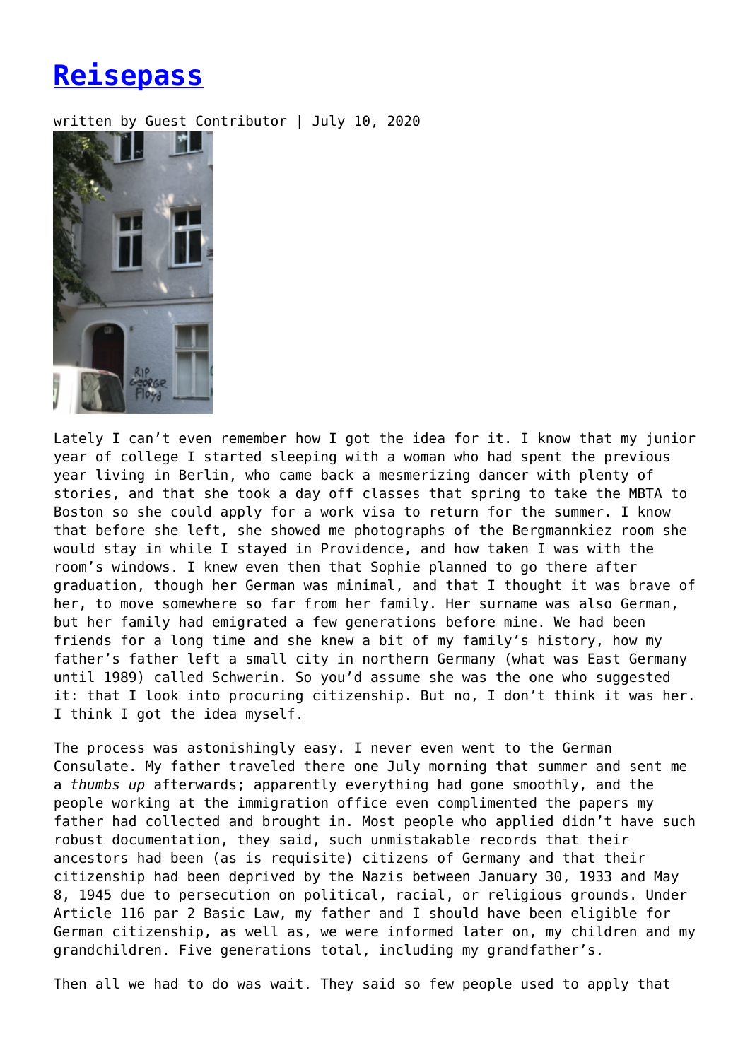# Reisepass

written by Guest Contributor | July 10, 2020

Lately I can't even remember how I got the idea for it. I know that my junior year of college I started sleeping with a woman who had spent the previous year living in Berlin, who came back a mesmerizing dancer with plenty of stories, and that she took a day off classes that spring to take the MBTA to Boston so she could apply for a work visa to return for the summer. I know that before she left, she showed me photographs of the Bergmannkiez room she would stay in while I stayed in Providence, and how taken I was with the room's windows. I knew even then that Sophie planned to go there after graduation, though her German was minimal, and that I thought it was brave of her, to move somewhere so far from her family. Her surname was also German, but her family had emigrated a few generations before mine. We had been friends for a long time and she knew a bit of my family's history, how my father's father left a small city in northern Germany (what was East Germany until 1989) called Schwerin. So you'd assume she was the one who suggested it: that I look into procuring citizenship. But no, I don't think it was her. I think I got the idea myself.

The process was astonishingly easy. I never even went to the German Consulate. My father traveled there one July morning that summer and sent me a *thumbs up* afterwards; apparently everything had gone smoothly, and the people working at the immigration office even complimented the papers my father had collected and brought in. Most people who applied didn't have such robust documentation, they said, such unmistakable records that their ancestors had been (as is requisite) citizens of Germany and that their citizenship had been deprived by the Nazis between January 30, 1933 and May 8, 1945 due to persecution on political, racial, or religious grounds. Under Article 116 par 2 Basic Law, my father and I should have been eligible for German citizenship, as well as, we were informed later on, my children and my grandchildren. Five generations total, including my grandfather's.

Then all we had to do was wait. They said so few people used to apply that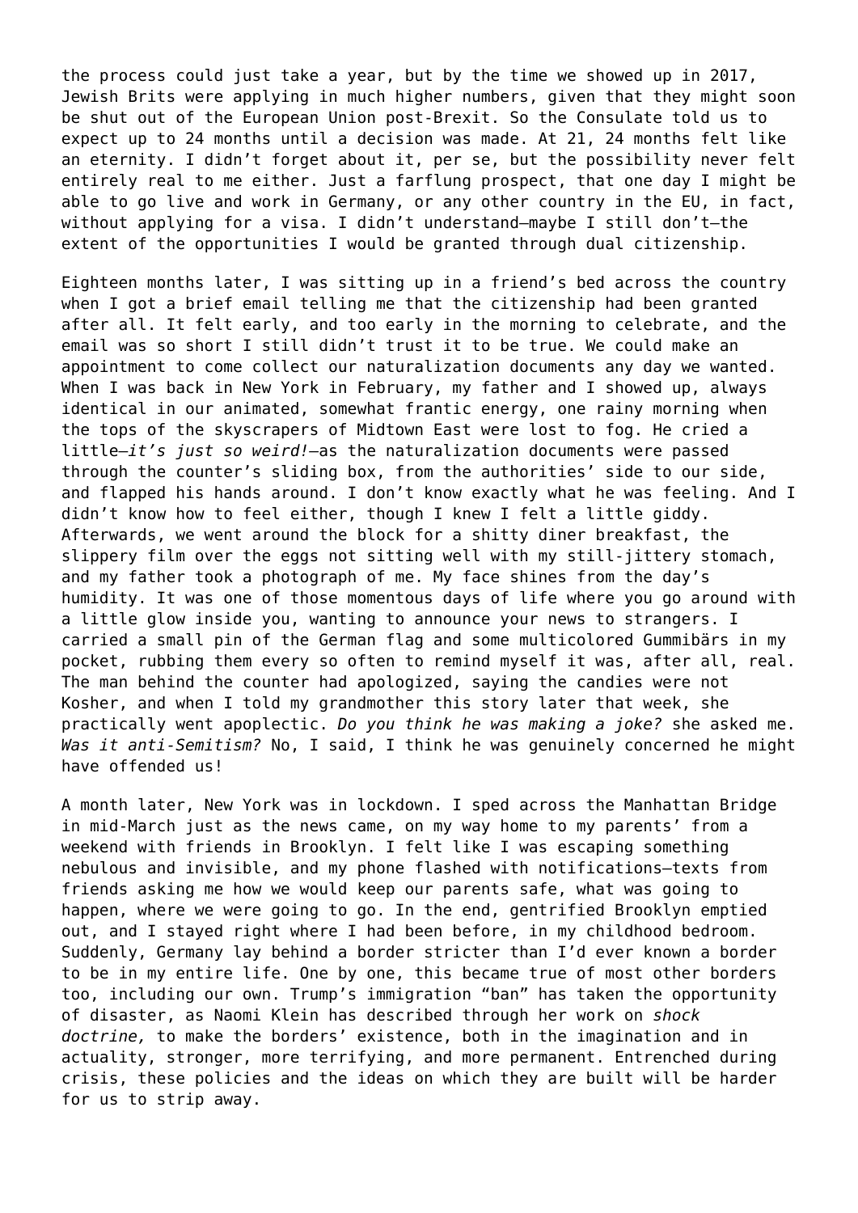the process could just take a year, but by the time we showed up in 2017, Jewish Brits were applying in much higher numbers, given that they might soon be shut out of the European Union post-Brexit. So the Consulate told us to expect up to 24 months until a decision was made. At 21, 24 months felt like an eternity. I didn't forget about it, per se, but the possibility never felt entirely real to me either. Just a farflung prospect, that one day I might be able to go live and work in Germany, or any other country in the EU, in fact, without applying for a visa. I didn't understand—maybe I still don't—the extent of the opportunities I would be granted through dual citizenship.

Eighteen months later, I was sitting up in a friend's bed across the country when I got a brief email telling me that the citizenship had been granted after all. It felt early, and too early in the morning to celebrate, and the email was so short I still didn't trust it to be true. We could make an appointment to come collect our naturalization documents any day we wanted. When I was back in New York in February, my father and I showed up, always identical in our animated, somewhat frantic energy, one rainy morning when the tops of the skyscrapers of Midtown East were lost to fog. He cried a little—*it's just so weird!*—as the naturalization documents were passed through the counter's sliding box, from the authorities' side to our side, and flapped his hands around. I don't know exactly what he was feeling. And I didn't know how to feel either, though I knew I felt a little giddy. Afterwards, we went around the block for a shitty diner breakfast, the slippery film over the eggs not sitting well with my still-jittery stomach, and my father took a photograph of me. My face shines from the day's humidity. It was one of those momentous days of life where you go around with a little glow inside you, wanting to announce your news to strangers. I carried a small pin of the German flag and some multicolored Gummibärs in my pocket, rubbing them every so often to remind myself it was, after all, real. The man behind the counter had apologized, saying the candies were not Kosher, and when I told my grandmother this story later that week, she practically went apoplectic. *Do you think he was making a joke?* she asked me. *Was it anti-Semitism?* No, I said, I think he was genuinely concerned he might have offended us!

A month later, New York was in lockdown. I sped across the Manhattan Bridge in mid-March just as the news came, on my way home to my parents' from a weekend with friends in Brooklyn. I felt like I was escaping something nebulous and invisible, and my phone flashed with notifications—texts from friends asking me how we would keep our parents safe, what was going to happen, where we were going to go. In the end, gentrified Brooklyn emptied out, and I stayed right where I had been before, in my childhood bedroom. Suddenly, Germany lay behind a border stricter than I'd ever known a border to be in my entire life. One by one, this became true of most other borders too, including our own. Trump's immigration "ban" has taken the opportunity of disaster, as Naomi Klein has described through her work on *shock doctrine,* to make the borders' existence, both in the imagination and in actuality, stronger, more terrifying, and more permanent. Entrenched during crisis, these policies and the ideas on which they are built will be harder for us to strip away.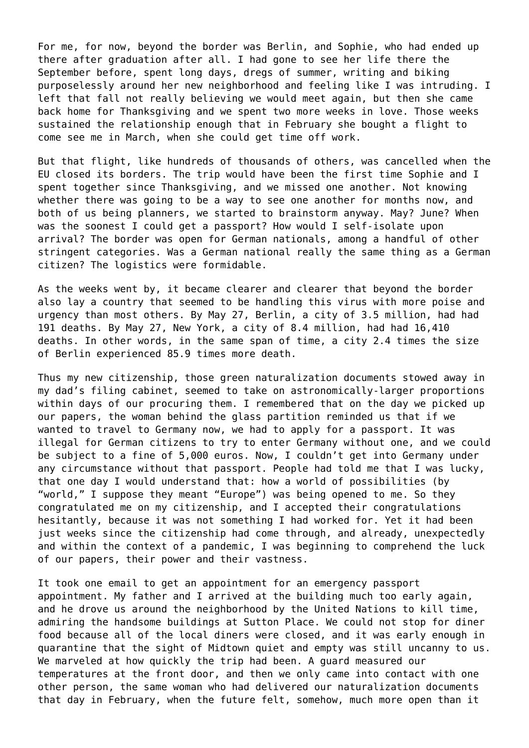For me, for now, beyond the border was Berlin, and Sophie, who had ended up there after graduation after all. I had gone to see her life there the September before, spent long days, dregs of summer, writing and biking purposelessly around her new neighborhood and feeling like I was intruding. I left that fall not really believing we would meet again, but then she came back home for Thanksgiving and we spent two more weeks in love. Those weeks sustained the relationship enough that in February she bought a flight to come see me in March, when she could get time off work.

But that flight, like hundreds of thousands of others, was cancelled when the EU closed its borders. The trip would have been the first time Sophie and I spent together since Thanksgiving, and we missed one another. Not knowing whether there was going to be a way to see one another for months now, and both of us being planners, we started to brainstorm anyway. May? June? When was the soonest I could get a passport? How would I self-isolate upon arrival? The border was open for German nationals, among a handful of other stringent categories. Was a German national really the same thing as a German citizen? The logistics were formidable.

As the weeks went by, it became clearer and clearer that beyond the border also lay a country that seemed to be handling this virus with more poise and urgency than most others. By May 27, Berlin, a city of 3.5 million, had had 191 deaths. By May 27, New York, a city of 8.4 million, had had 16,410 deaths. In other words, in the same span of time, a city 2.4 times the size of Berlin experienced 85.9 times more death.

Thus my new citizenship, those green naturalization documents stowed away in my dad's filing cabinet, seemed to take on astronomically-larger proportions within days of our procuring them. I remembered that on the day we picked up our papers, the woman behind the glass partition reminded us that if we wanted to travel to Germany now, we had to apply for a passport. It was illegal for German citizens to try to enter Germany without one, and we could be subject to a fine of 5,000 euros. Now, I couldn't get into Germany under any circumstance without that passport. People had told me that I was lucky, that one day I would understand that: how a world of possibilities (by "world," I suppose they meant "Europe") was being opened to me. So they congratulated me on my citizenship, and I accepted their congratulations hesitantly, because it was not something I had worked for. Yet it had been just weeks since the citizenship had come through, and already, unexpectedly and within the context of a pandemic, I was beginning to comprehend the luck of our papers, their power and their vastness.

It took one email to get an appointment for an emergency passport appointment. My father and I arrived at the building much too early again, and he drove us around the neighborhood by the United Nations to kill time, admiring the handsome buildings at Sutton Place. We could not stop for diner food because all of the local diners were closed, and it was early enough in quarantine that the sight of Midtown quiet and empty was still uncanny to us. We marveled at how quickly the trip had been. A guard measured our temperatures at the front door, and then we only came into contact with one other person, the same woman who had delivered our naturalization documents that day in February, when the future felt, somehow, much more open than it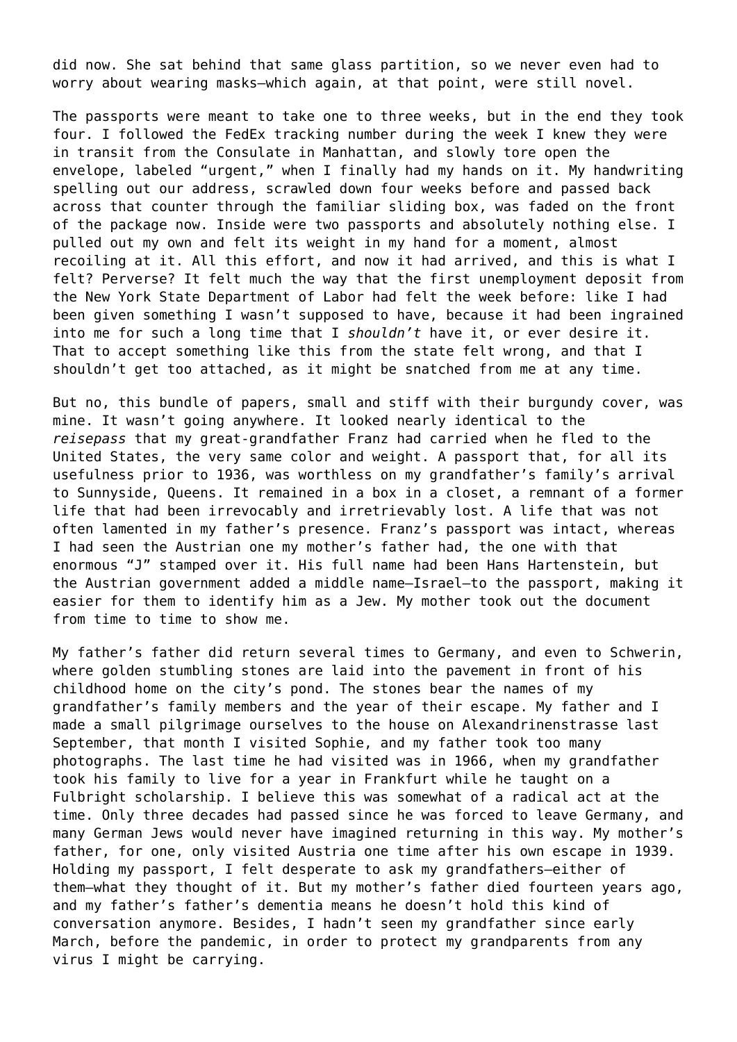did now. She sat behind that same glass partition, so we never even had to worry about wearing masks—which again, at that point, were still novel.

The passports were meant to take one to three weeks, but in the end they took four. I followed the FedEx tracking number during the week I knew they were in transit from the Consulate in Manhattan, and slowly tore open the envelope, labeled "urgent," when I finally had my hands on it. My handwriting spelling out our address, scrawled down four weeks before and passed back across that counter through the familiar sliding box, was faded on the front of the package now. Inside were two passports and absolutely nothing else. I pulled out my own and felt its weight in my hand for a moment, almost recoiling at it. All this effort, and now it had arrived, and this is what I felt? Perverse? It felt much the way that the first unemployment deposit from the New York State Department of Labor had felt the week before: like I had been given something I wasn't supposed to have, because it had been ingrained into me for such a long time that I *shouldn't* have it, or ever desire it. That to accept something like this from the state felt wrong, and that I shouldn't get too attached, as it might be snatched from me at any time.

But no, this bundle of papers, small and stiff with their burgundy cover, was mine. It wasn't going anywhere. It looked nearly identical to the *reisepass* that my great-grandfather Franz had carried when he fled to the United States, the very same color and weight. A passport that, for all its usefulness prior to 1936, was worthless on my grandfather's family's arrival to Sunnyside, Queens. It remained in a box in a closet, a remnant of a former life that had been irrevocably and irretrievably lost. A life that was not often lamented in my father's presence. Franz's passport was intact, whereas I had seen the Austrian one my mother's father had, the one with that enormous "J" stamped over it. His full name had been Hans Hartenstein, but the Austrian government added a middle name—Israel—to the passport, making it easier for them to identify him as a Jew. My mother took out the document from time to time to show me.

My father's father did return several times to Germany, and even to Schwerin, where golden stumbling stones are laid into the pavement in front of his childhood home on the city's pond. The stones bear the names of my grandfather's family members and the year of their escape. My father and I made a small pilgrimage ourselves to the house on Alexandrinenstrasse last September, that month I visited Sophie, and my father took too many photographs. The last time he had visited was in 1966, when my grandfather took his family to live for a year in Frankfurt while he taught on a Fulbright scholarship. I believe this was somewhat of a radical act at the time. Only three decades had passed since he was forced to leave Germany, and many German Jews would never have imagined returning in this way. My mother's father, for one, only visited Austria one time after his own escape in 1939. Holding my passport, I felt desperate to ask my grandfathers—either of them—what they thought of it. But my mother's father died fourteen years ago, and my father's father's dementia means he doesn't hold this kind of conversation anymore. Besides, I hadn't seen my grandfather since early March, before the pandemic, in order to protect my grandparents from any virus I might be carrying.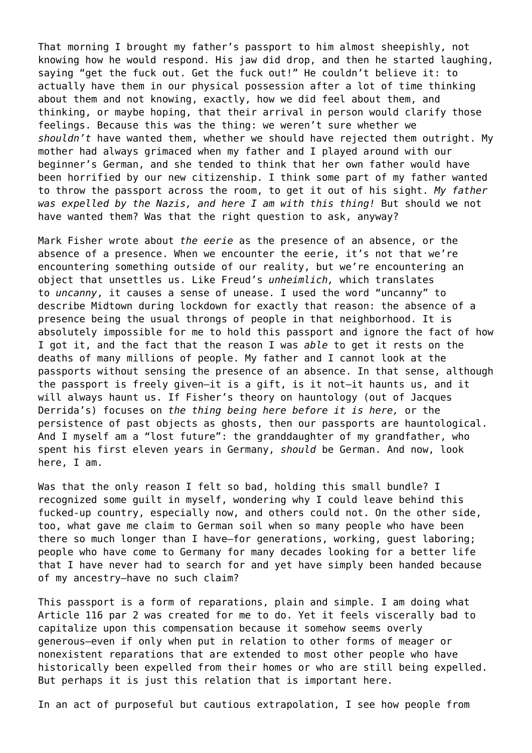That morning I brought my father's passport to him almost sheepishly, not knowing how he would respond. His jaw did drop, and then he started laughing, saying "get the fuck out. Get the fuck out!" He couldn't believe it: to actually have them in our physical possession after a lot of time thinking about them and not knowing, exactly, how we did feel about them, and thinking, or maybe hoping, that their arrival in person would clarify those feelings. Because this was the thing: we weren't sure whether we *shouldn't* have wanted them, whether we should have rejected them outright. My mother had always grimaced when my father and I played around with our beginner's German, and she tended to think that her own father would have been horrified by our new citizenship. I think some part of my father wanted to throw the passport across the room, to get it out of his sight. *My father was expelled by the Nazis, and here I am with this thing!* But should we not have wanted them? Was that the right question to ask, anyway?

Mark Fisher wrote about *the eerie* as the presence of an absence, or the absence of a presence. When we encounter the eerie, it's not that we're encountering something outside of our reality, but we're encountering an object that unsettles us. Like Freud's *unheimlich,* which translates to *uncanny*, it causes a sense of unease. I used the word "uncanny" to describe Midtown during lockdown for exactly that reason: the absence of a presence being the usual throngs of people in that neighborhood. It is absolutely impossible for me to hold this passport and ignore the fact of how I got it, and the fact that the reason I was *able* to get it rests on the deaths of many millions of people. My father and I cannot look at the passports without sensing the presence of an absence. In that sense, although the passport is freely given—it is a gift, is it not—it haunts us, and it will always haunt us. If Fisher's theory on hauntology (out of Jacques Derrida's) focuses on *the thing being here before it is here,* or the persistence of past objects as ghosts, then our passports are hauntological. And I myself am a "lost future": the granddaughter of my grandfather, who spent his first eleven years in Germany, *should* be German. And now, look here, I am.

Was that the only reason I felt so bad, holding this small bundle? I recognized some guilt in myself, wondering why I could leave behind this fucked-up country, especially now, and others could not. On the other side, too, what gave me claim to German soil when so many people who have been there so much longer than I have—for generations, working, guest laboring; people who have come to Germany for many decades looking for a better life that I have never had to search for and yet have simply been handed because of my ancestry—have no such claim?

This passport is a form of reparations, plain and simple. I am doing what Article 116 par 2 was created for me to do. Yet it feels viscerally bad to capitalize upon this compensation because it somehow seems overly generous—even if only when put in relation to other forms of meager or nonexistent reparations that are extended to most other people who have historically been expelled from their homes or who are still being expelled. But perhaps it is just this relation that is important here.

In an act of purposeful but cautious extrapolation, I see how people from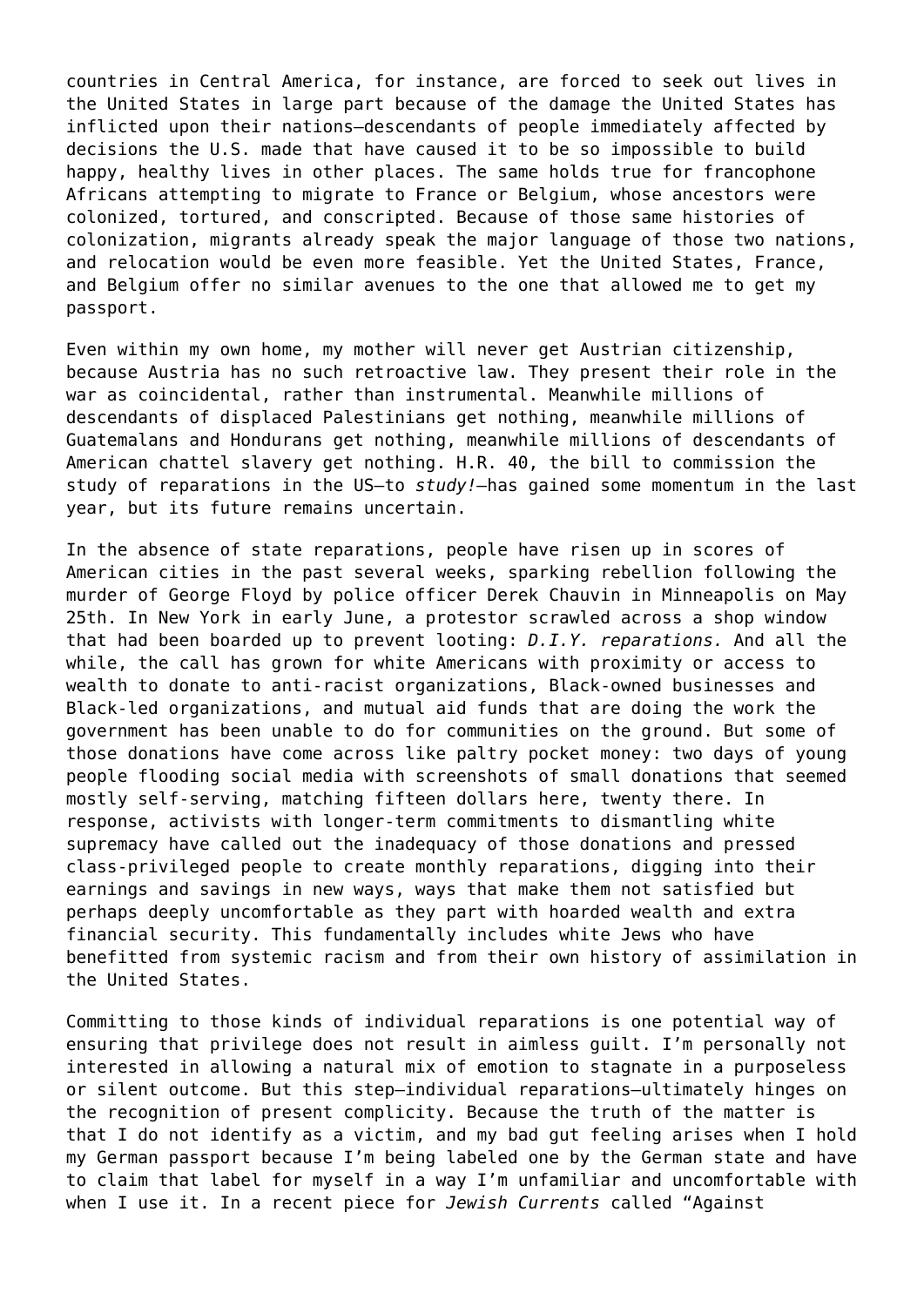countries in Central America, for instance, are forced to seek out lives in the United States in large part because of the damage the United States has inflicted upon their nations—descendants of people immediately affected by decisions the U.S. made that have caused it to be so impossible to build happy, healthy lives in other places. The same holds true for francophone Africans attempting to migrate to France or Belgium, whose ancestors were colonized, tortured, and conscripted. Because of those same histories of colonization, migrants already speak the major language of those two nations, and relocation would be even more feasible. Yet the United States, France, and Belgium offer no similar avenues to the one that allowed me to get my passport.

Even within my own home, my mother will never get Austrian citizenship, because Austria has no such retroactive law. They present their role in the war as coincidental, rather than instrumental. Meanwhile millions of descendants of displaced Palestinians get nothing, meanwhile millions of Guatemalans and Hondurans get nothing, meanwhile millions of descendants of American chattel slavery get nothing. H.R. 40, the bill to commission the study of reparations in the US—to *study!*—has gained some momentum in the last year, but its future remains uncertain.

In the absence of state reparations, people have risen up in scores of American cities in the past several weeks, sparking rebellion following the murder of George Floyd by police officer Derek Chauvin in Minneapolis on May 25th. In New York in early June, a protestor scrawled across a shop window that had been boarded up to prevent looting: *D.I.Y. reparations.* And all the while, the call has grown for white Americans with proximity or access to wealth to donate to anti-racist organizations, Black-owned businesses and Black-led organizations, and mutual aid funds that are doing the work the government has been unable to do for communities on the ground. But some of those donations have come across like paltry pocket money: two days of young people flooding social media with screenshots of small donations that seemed mostly self-serving, matching fifteen dollars here, twenty there. In response, activists with longer-term commitments to dismantling white supremacy have called out the inadequacy of those donations and pressed class-privileged people to create monthly reparations, digging into their earnings and savings in new ways, ways that make them not satisfied but perhaps deeply uncomfortable as they part with hoarded wealth and extra financial security. This fundamentally includes white Jews who have benefitted from systemic racism and from their own history of assimilation in the United States.

Committing to those kinds of individual reparations is one potential way of ensuring that privilege does not result in aimless guilt. I'm personally not interested in allowing a natural mix of emotion to stagnate in a purposeless or silent outcome. But this step—individual reparations—ultimately hinges on the recognition of present complicity. Because the truth of the matter is that I do not identify as a victim, and my bad gut feeling arises when I hold my German passport because I'm being labeled one by the German state and have to claim that label for myself in a way I'm unfamiliar and uncomfortable with when I use it. In a recent piece for *Jewish Currents* called "Against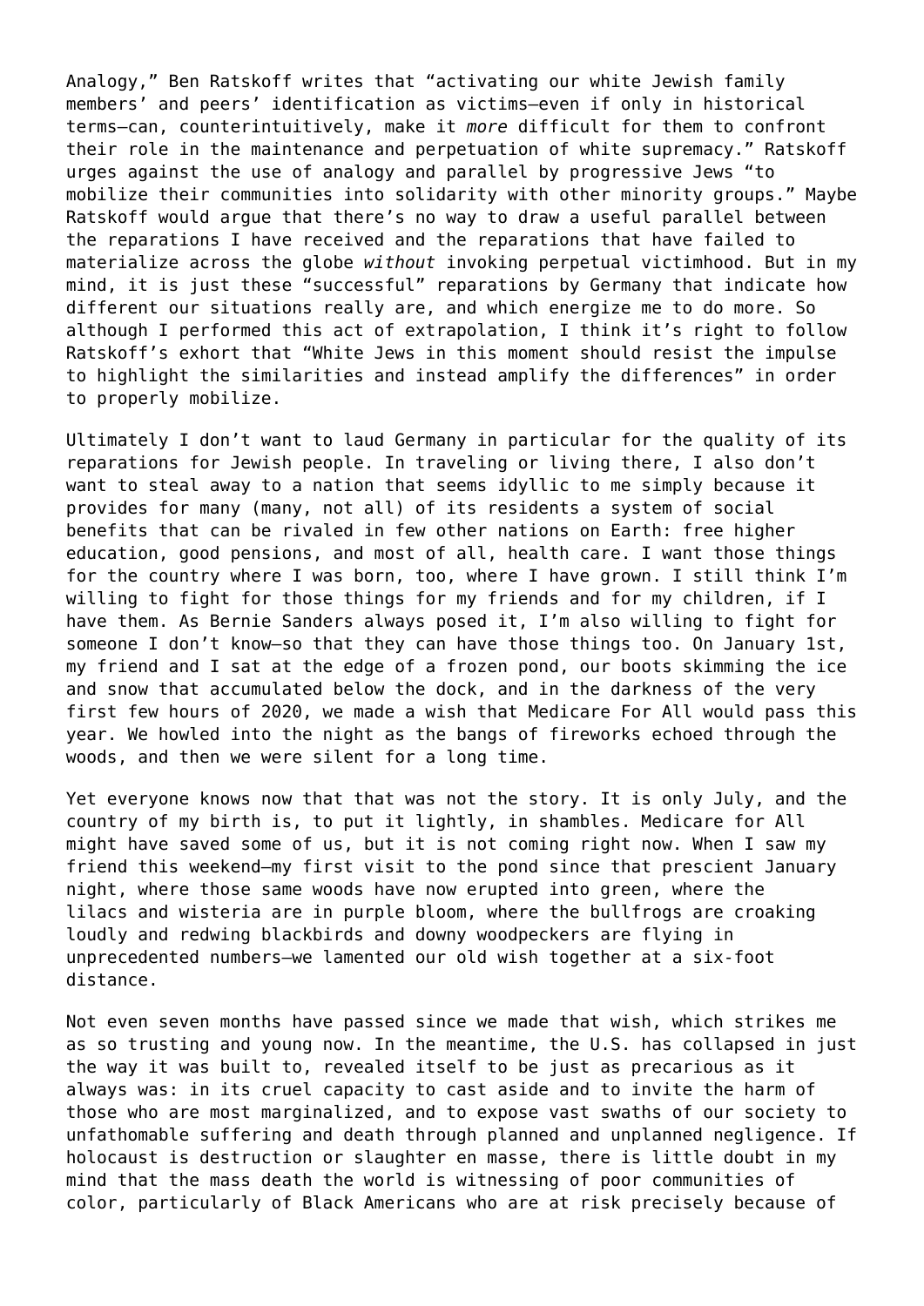Analogy," Ben Ratskoff writes that "activating our white Jewish family members' and peers' identification as victims—even if only in historical terms—can, counterintuitively, make it *more* difficult for them to confront their role in the maintenance and perpetuation of white supremacy." Ratskoff urges against the use of analogy and parallel by progressive Jews "to mobilize their communities into solidarity with other minority groups." Maybe Ratskoff would argue that there's no way to draw a useful parallel between the reparations I have received and the reparations that have failed to materialize across the globe *without* invoking perpetual victimhood. But in my mind, it is just these "successful" reparations by Germany that indicate how different our situations really are, and which energize me to do more. So although I performed this act of extrapolation, I think it's right to follow Ratskoff's exhort that "White Jews in this moment should resist the impulse to highlight the similarities and instead amplify the differences" in order to properly mobilize.

Ultimately I don't want to laud Germany in particular for the quality of its reparations for Jewish people. In traveling or living there, I also don't want to steal away to a nation that seems idyllic to me simply because it provides for many (many, not all) of its residents a system of social benefits that can be rivaled in few other nations on Earth: free higher education, good pensions, and most of all, health care. I want those things for the country where I was born, too, where I have grown. I still think I'm willing to fight for those things for my friends and for my children, if I have them. As Bernie Sanders always posed it, I'm also willing to fight for someone I don't know—so that they can have those things too. On January 1st, my friend and I sat at the edge of a frozen pond, our boots skimming the ice and snow that accumulated below the dock, and in the darkness of the very first few hours of 2020, we made a wish that Medicare For All would pass this year. We howled into the night as the bangs of fireworks echoed through the woods, and then we were silent for a long time.

Yet everyone knows now that that was not the story. It is only July, and the country of my birth is, to put it lightly, in shambles. Medicare for All might have saved some of us, but it is not coming right now. When I saw my friend this weekend—my first visit to the pond since that prescient January night, where those same woods have now erupted into green, where the lilacs and wisteria are in purple bloom, where the bullfrogs are croaking loudly and redwing blackbirds and downy woodpeckers are flying in unprecedented numbers—we lamented our old wish together at a six-foot distance.

Not even seven months have passed since we made that wish, which strikes me as so trusting and young now. In the meantime, the U.S. has collapsed in just the way it was built to, revealed itself to be just as precarious as it always was: in its cruel capacity to cast aside and to invite the harm of those who are most marginalized, and to expose vast swaths of our society to unfathomable suffering and death through planned and unplanned negligence. If holocaust is destruction or slaughter en masse, there is little doubt in my mind that the mass death the world is witnessing of poor communities of color, particularly of Black Americans who are at risk precisely because of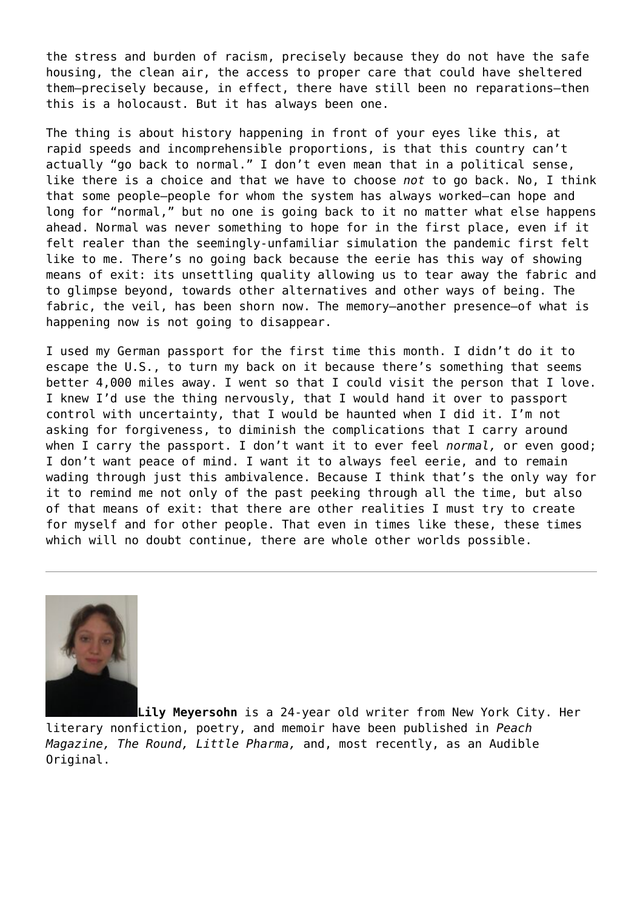the stress and burden of racism, precisely because they do not have the safe housing, the clean air, the access to proper care that could have sheltered them—precisely because, in effect, there have still been no reparations—then this is a holocaust. But it has always been one.

The thing is about history happening in front of your eyes like this, at rapid speeds and incomprehensible proportions, is that this country can't actually "go back to normal." I don't even mean that in a political sense, like there is a choice and that we have to choose *not* to go back. No, I think that some people—people for whom the system has always worked—can hope and long for "normal," but no one is going back to it no matter what else happens ahead. Normal was never something to hope for in the first place, even if it felt realer than the seemingly-unfamiliar simulation the pandemic first felt like to me. There's no going back because the eerie has this way of showing means of exit: its unsettling quality allowing us to tear away the fabric and to glimpse beyond, towards other alternatives and other ways of being. The fabric, the veil, has been shorn now. The memory—another presence—of what is happening now is not going to disappear.

I used my German passport for the first time this month. I didn't do it to escape the U.S., to turn my back on it because there's something that seems better 4,000 miles away. I went so that I could visit the person that I love. I knew I'd use the thing nervously, that I would hand it over to passport control with uncertainty, that I would be haunted when I did it. I'm not asking for forgiveness, to diminish the complications that I carry around when I carry the passport. I don't want it to ever feel *normal,* or even good; I don't want peace of mind. I want it to always feel eerie, and to remain wading through just this ambivalence. Because I think that's the only way for it to remind me not only of the past peeking through all the time, but also of that means of exit: that there are other realities I must try to create for myself and for other people. That even in times like these, these times which will no doubt continue, there are whole other worlds possible.

---

**Lily Meyersohn** is a 24-year old writer from New York City. Her literary nonfiction, poetry, and memoir have been published in *Peach Magazine, The Round, Little Pharma,* and, most recently, as an Audible Original.